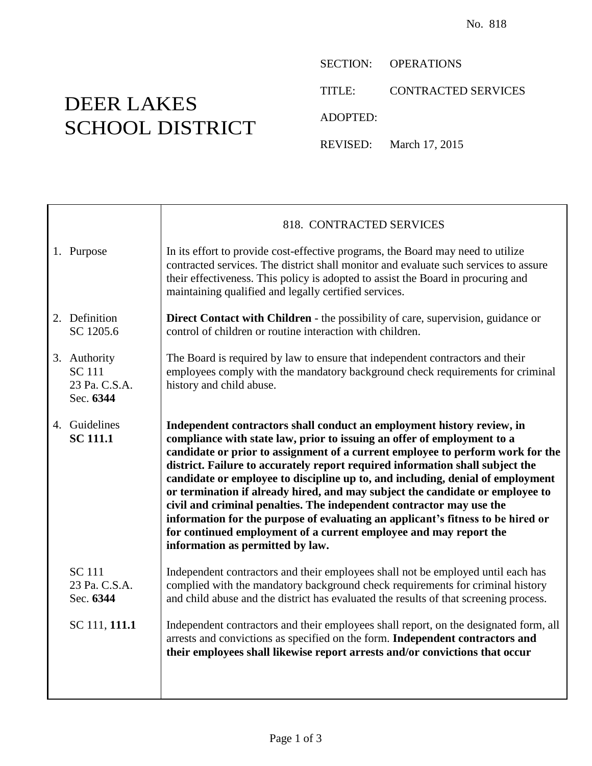No. 818

# DEER LAKES SCHOOL DISTRICT

SECTION: OPERATIONS

TITLE: CONTRACTED SERVICES

ADOPTED:

REVISED: March 17, 2015

## 818. CONTRACTED SERVICES

| | |
|---|---|
| 1. Purpose | In its effort to provide cost-effective programs, the Board may need to utilize contracted services. The district shall monitor and evaluate such services to assure their effectiveness. This policy is adopted to assist the Board in procuring and maintaining qualified and legally certified services. |
| 2. Definition<br>SC 1205.6 | **Direct Contact with Children** - the possibility of care, supervision, guidance or control of children or routine interaction with children. |
| 3. Authority<br>SC 111<br>23 Pa. C.S.A. Sec. **6344** | The Board is required by law to ensure that independent contractors and their employees comply with the mandatory background check requirements for criminal history and child abuse. |
| 4. Guidelines<br>**SC 111.1** | **Independent contractors shall conduct an employment history review, in compliance with state law, prior to issuing an offer of employment to a candidate or prior to assignment of a current employee to perform work for the district. Failure to accurately report required information shall subject the candidate or employee to discipline up to, and including, denial of employment or termination if already hired, and may subject the candidate or employee to civil and criminal penalties. The independent contractor may use the information for the purpose of evaluating an applicant's fitness to be hired or for continued employment of a current employee and may report the information as permitted by law.** |
| SC 111<br>23 Pa. C.S.A. Sec. **6344** | Independent contractors and their employees shall not be employed until each has complied with the mandatory background check requirements for criminal history and child abuse and the district has evaluated the results of that screening process. |
| SC 111, **111.1** | Independent contractors and their employees shall report, on the designated form, all arrests and convictions as specified on the form. **Independent contractors and their employees shall likewise report arrests and/or convictions that occur** |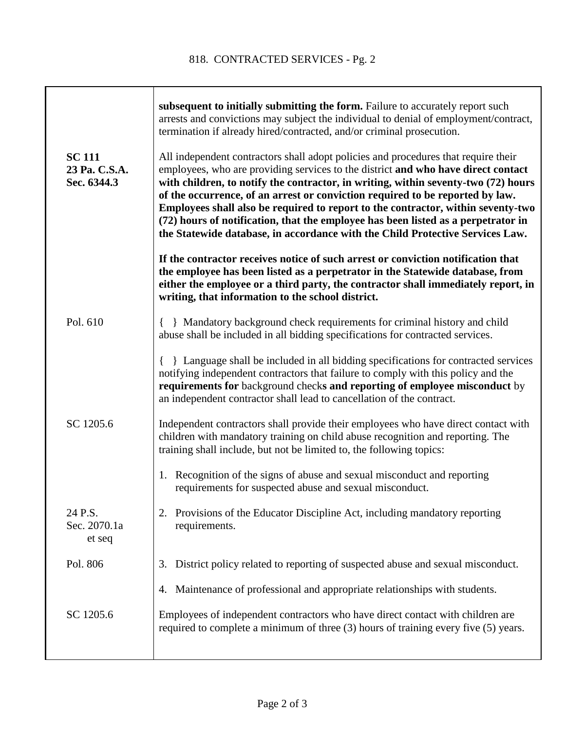| | |
|---|---|
| | **subsequent to initially submitting the form.** Failure to accurately report such arrests and convictions may subject the individual to denial of employment/contract, termination if already hired/contracted, and/or criminal prosecution. |
| **SC 111**<br>**23 Pa. C.S.A. Sec. 6344.3** | All independent contractors shall adopt policies and procedures that require their employees, who are providing services to the district **and who have direct contact with children, to notify the contractor, in writing, within seventy-two (72) hours of the occurrence, of an arrest or conviction required to be reported by law. Employees shall also be required to report to the contractor, within seventy-two (72) hours of notification, that the employee has been listed as a perpetrator in the Statewide database, in accordance with the Child Protective Services Law.** |
| | **If the contractor receives notice of such arrest or conviction notification that the employee has been listed as a perpetrator in the Statewide database, from either the employee or a third party, the contractor shall immediately report, in writing, that information to the school district.** |
| Pol. 610 | { } Mandatory background check requirements for criminal history and child abuse shall be included in all bidding specifications for contracted services. |
| | { } Language shall be included in all bidding specifications for contracted services notifying independent contractors that failure to comply with this policy and the **requirements for** background check**s and reporting of employee misconduct** by an independent contractor shall lead to cancellation of the contract. |
| SC 1205.6 | Independent contractors shall provide their employees who have direct contact with children with mandatory training on child abuse recognition and reporting. The training shall include, but not be limited to, the following topics: |
| | 1. Recognition of the signs of abuse and sexual misconduct and reporting requirements for suspected abuse and sexual misconduct. |
| 24 P.S. Sec. 2070.1a et seq | 2. Provisions of the Educator Discipline Act, including mandatory reporting requirements. |
| Pol. 806 | 3. District policy related to reporting of suspected abuse and sexual misconduct. |
| | 4. Maintenance of professional and appropriate relationships with students. |
| SC 1205.6 | Employees of independent contractors who have direct contact with children are required to complete a minimum of three (3) hours of training every five (5) years. |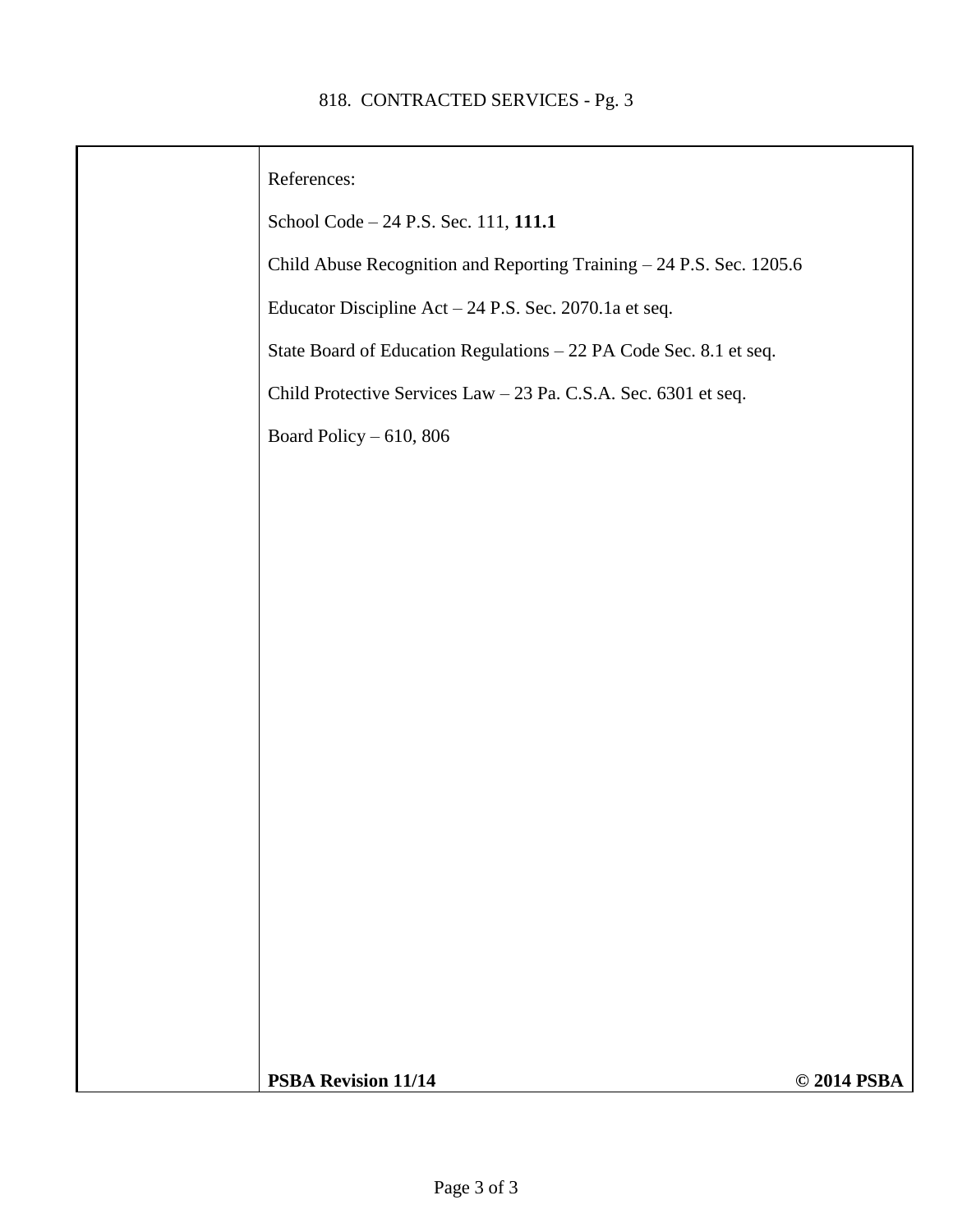References:

School Code – 24 P.S. Sec. 111, **111.1**

Child Abuse Recognition and Reporting Training – 24 P.S. Sec. 1205.6

Educator Discipline Act – 24 P.S. Sec. 2070.1a et seq.

State Board of Education Regulations – 22 PA Code Sec. 8.1 et seq.

Child Protective Services Law – 23 Pa. C.S.A. Sec. 6301 et seq.

Board Policy – 610, 806

**PSBA Revision 11/14** **© 2014 PSBA**